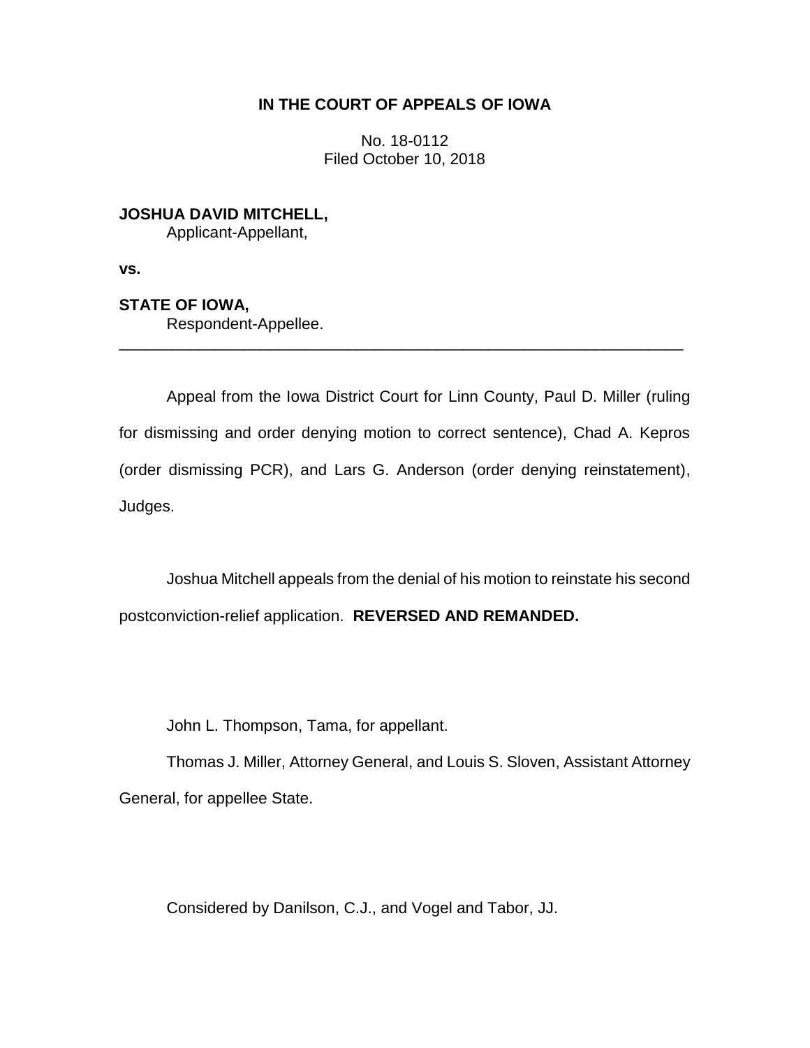**IN THE COURT OF APPEALS OF IOWA**

No. 18-0112
Filed October 10, 2018

**JOSHUA DAVID MITCHELL,**
Applicant-Appellant,

**vs.**

**STATE OF IOWA,**
Respondent-Appellee.

---

Appeal from the Iowa District Court for Linn County, Paul D. Miller (ruling for dismissing and order denying motion to correct sentence), Chad A. Kepros (order dismissing PCR), and Lars G. Anderson (order denying reinstatement), Judges.

Joshua Mitchell appeals from the denial of his motion to reinstate his second postconviction-relief application. **REVERSED AND REMANDED.**

John L. Thompson, Tama, for appellant.

Thomas J. Miller, Attorney General, and Louis S. Sloven, Assistant Attorney General, for appellee State.

Considered by Danilson, C.J., and Vogel and Tabor, JJ.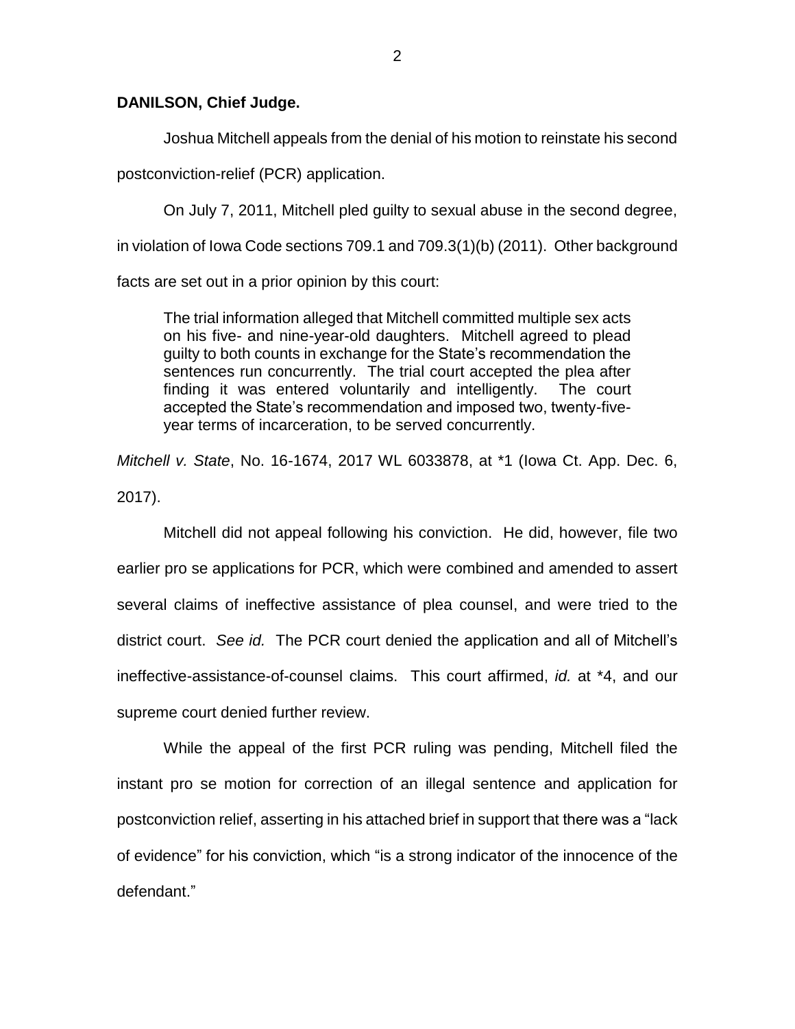**DANILSON, Chief Judge.**

Joshua Mitchell appeals from the denial of his motion to reinstate his second postconviction-relief (PCR) application.

On July 7, 2011, Mitchell pled guilty to sexual abuse in the second degree, in violation of Iowa Code sections 709.1 and 709.3(1)(b) (2011). Other background facts are set out in a prior opinion by this court:

> The trial information alleged that Mitchell committed multiple sex acts on his five- and nine-year-old daughters. Mitchell agreed to plead guilty to both counts in exchange for the State's recommendation the sentences run concurrently. The trial court accepted the plea after finding it was entered voluntarily and intelligently. The court accepted the State's recommendation and imposed two, twenty-five-year terms of incarceration, to be served concurrently.

*Mitchell v. State*, No. 16-1674, 2017 WL 6033878, at *1 (Iowa Ct. App. Dec. 6, 2017).

Mitchell did not appeal following his conviction. He did, however, file two earlier pro se applications for PCR, which were combined and amended to assert several claims of ineffective assistance of plea counsel, and were tried to the district court. *See id.* The PCR court denied the application and all of Mitchell's ineffective-assistance-of-counsel claims. This court affirmed, *id.* at *4, and our supreme court denied further review.

While the appeal of the first PCR ruling was pending, Mitchell filed the instant pro se motion for correction of an illegal sentence and application for postconviction relief, asserting in his attached brief in support that there was a "lack of evidence" for his conviction, which "is a strong indicator of the innocence of the defendant."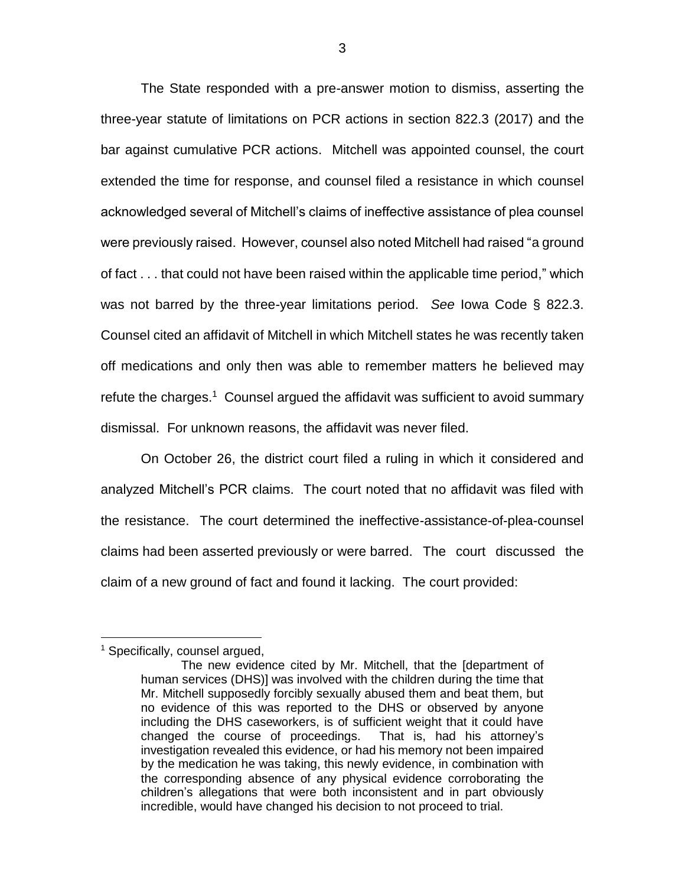The State responded with a pre-answer motion to dismiss, asserting the three-year statute of limitations on PCR actions in section 822.3 (2017) and the bar against cumulative PCR actions. Mitchell was appointed counsel, the court extended the time for response, and counsel filed a resistance in which counsel acknowledged several of Mitchell's claims of ineffective assistance of plea counsel were previously raised. However, counsel also noted Mitchell had raised "a ground of fact . . . that could not have been raised within the applicable time period," which was not barred by the three-year limitations period. *See* Iowa Code § 822.3. Counsel cited an affidavit of Mitchell in which Mitchell states he was recently taken off medications and only then was able to remember matters he believed may refute the charges.[1] Counsel argued the affidavit was sufficient to avoid summary dismissal. For unknown reasons, the affidavit was never filed.

On October 26, the district court filed a ruling in which it considered and analyzed Mitchell's PCR claims. The court noted that no affidavit was filed with the resistance. The court determined the ineffective-assistance-of-plea-counsel claims had been asserted previously or were barred. The court discussed the claim of a new ground of fact and found it lacking. The court provided:

---

[1] Specifically, counsel argued,

> The new evidence cited by Mr. Mitchell, that the [department of human services (DHS)] was involved with the children during the time that Mr. Mitchell supposedly forcibly sexually abused them and beat them, but no evidence of this was reported to the DHS or observed by anyone including the DHS caseworkers, is of sufficient weight that it could have changed the course of proceedings. That is, had his attorney's investigation revealed this evidence, or had his memory not been impaired by the medication he was taking, this newly evidence, in combination with the corresponding absence of any physical evidence corroborating the children's allegations that were both inconsistent and in part obviously incredible, would have changed his decision to not proceed to trial.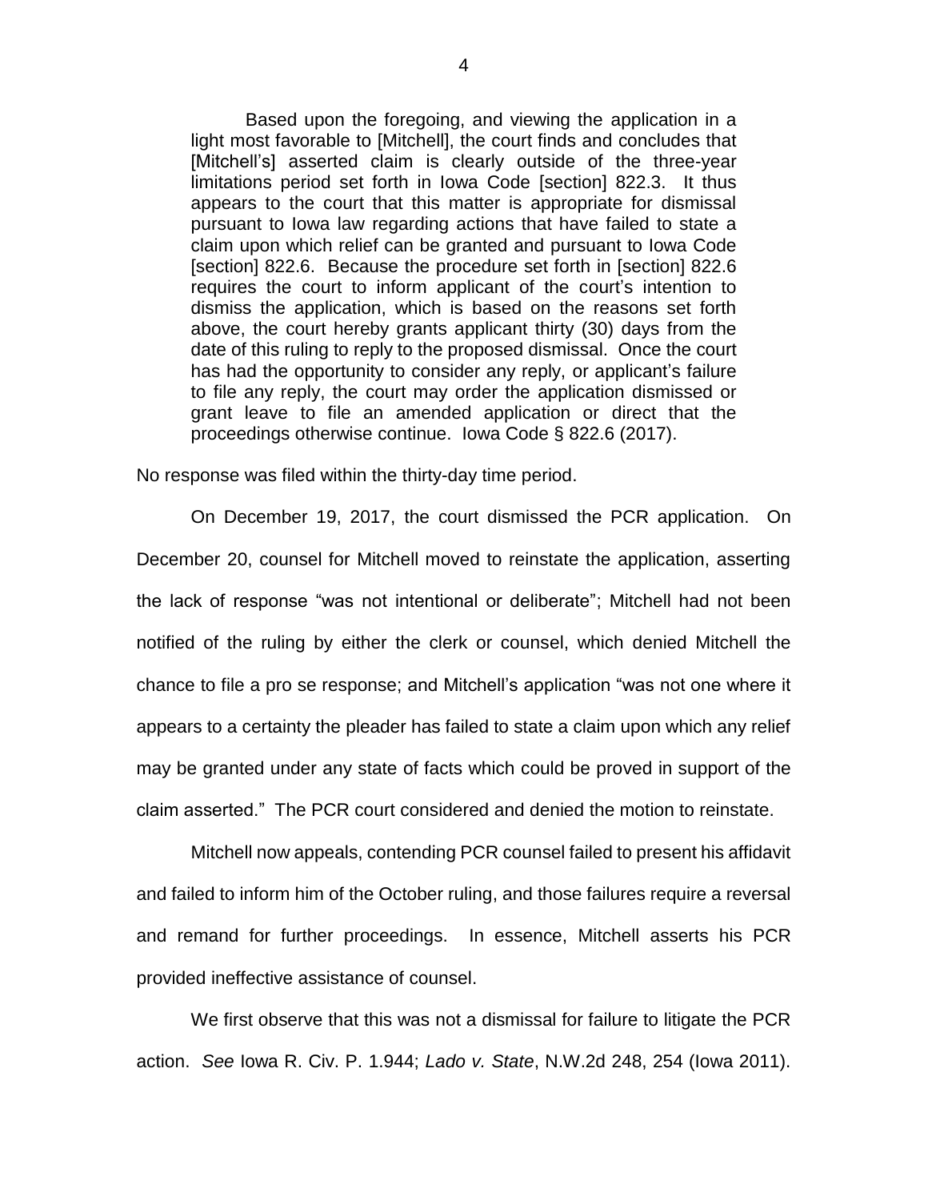> Based upon the foregoing, and viewing the application in a light most favorable to [Mitchell], the court finds and concludes that [Mitchell's] asserted claim is clearly outside of the three-year limitations period set forth in Iowa Code [section] 822.3. It thus appears to the court that this matter is appropriate for dismissal pursuant to Iowa law regarding actions that have failed to state a claim upon which relief can be granted and pursuant to Iowa Code [section] 822.6. Because the procedure set forth in [section] 822.6 requires the court to inform applicant of the court's intention to dismiss the application, which is based on the reasons set forth above, the court hereby grants applicant thirty (30) days from the date of this ruling to reply to the proposed dismissal. Once the court has had the opportunity to consider any reply, or applicant's failure to file any reply, the court may order the application dismissed or grant leave to file an amended application or direct that the proceedings otherwise continue. Iowa Code § 822.6 (2017).

No response was filed within the thirty-day time period.

On December 19, 2017, the court dismissed the PCR application. On December 20, counsel for Mitchell moved to reinstate the application, asserting the lack of response "was not intentional or deliberate"; Mitchell had not been notified of the ruling by either the clerk or counsel, which denied Mitchell the chance to file a pro se response; and Mitchell's application "was not one where it appears to a certainty the pleader has failed to state a claim upon which any relief may be granted under any state of facts which could be proved in support of the claim asserted." The PCR court considered and denied the motion to reinstate.

Mitchell now appeals, contending PCR counsel failed to present his affidavit and failed to inform him of the October ruling, and those failures require a reversal and remand for further proceedings. In essence, Mitchell asserts his PCR provided ineffective assistance of counsel.

We first observe that this was not a dismissal for failure to litigate the PCR action. *See* Iowa R. Civ. P. 1.944; *Lado v. State*, N.W.2d 248, 254 (Iowa 2011).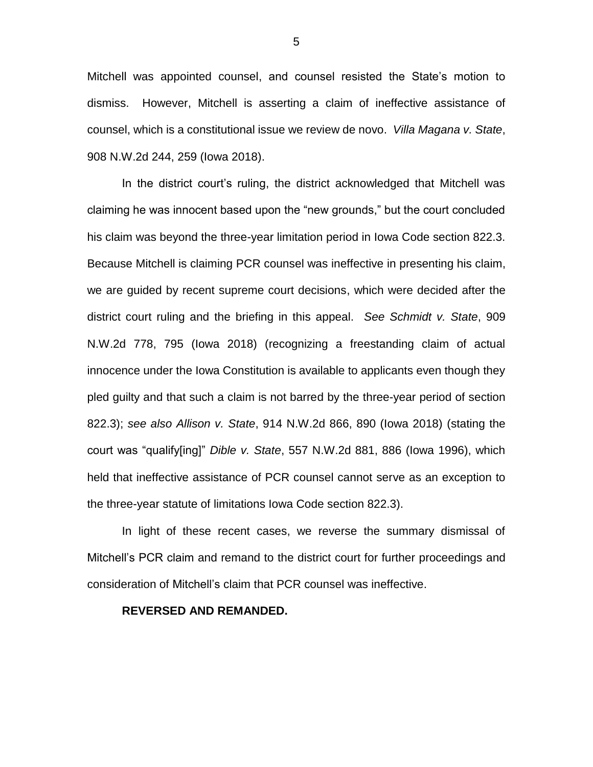Mitchell was appointed counsel, and counsel resisted the State's motion to dismiss. However, Mitchell is asserting a claim of ineffective assistance of counsel, which is a constitutional issue we review de novo. *Villa Magana v. State*, 908 N.W.2d 244, 259 (Iowa 2018).

In the district court's ruling, the district acknowledged that Mitchell was claiming he was innocent based upon the "new grounds," but the court concluded his claim was beyond the three-year limitation period in Iowa Code section 822.3. Because Mitchell is claiming PCR counsel was ineffective in presenting his claim, we are guided by recent supreme court decisions, which were decided after the district court ruling and the briefing in this appeal. *See Schmidt v. State*, 909 N.W.2d 778, 795 (Iowa 2018) (recognizing a freestanding claim of actual innocence under the Iowa Constitution is available to applicants even though they pled guilty and that such a claim is not barred by the three-year period of section 822.3); *see also Allison v. State*, 914 N.W.2d 866, 890 (Iowa 2018) (stating the court was "qualify[ing]" *Dible v. State*, 557 N.W.2d 881, 886 (Iowa 1996), which held that ineffective assistance of PCR counsel cannot serve as an exception to the three-year statute of limitations Iowa Code section 822.3).

In light of these recent cases, we reverse the summary dismissal of Mitchell's PCR claim and remand to the district court for further proceedings and consideration of Mitchell's claim that PCR counsel was ineffective.

**REVERSED AND REMANDED.**